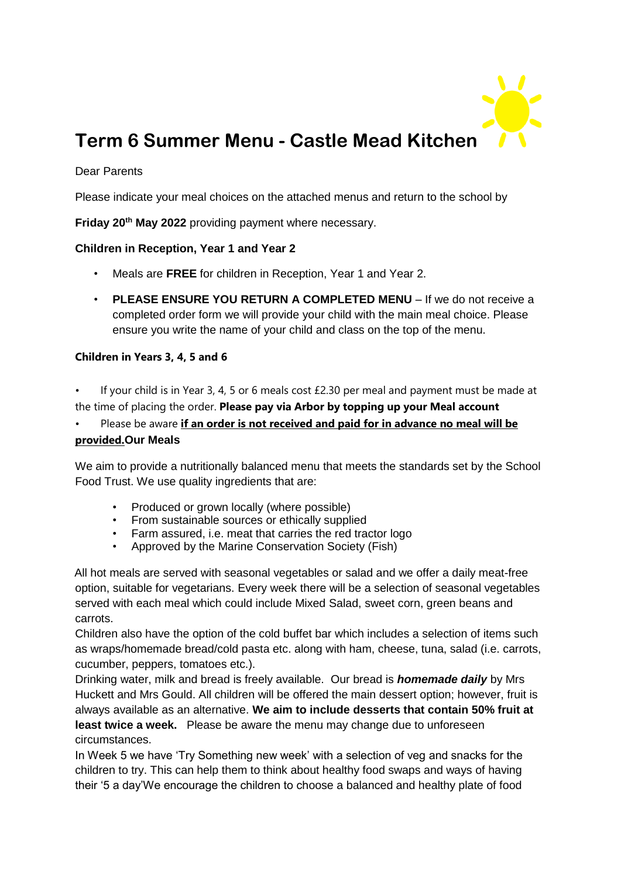# Term 6 Summer Menu - Castle Mead Kitchen

Dear Parents

Please indicate your meal choices on the attached menus and return to the school by

**Friday 20th May 2022** providing payment where necessary.

**Children in Reception, Year 1 and Year 2**

- Meals are **FREE** for children in Reception, Year 1 and Year 2.
- **PLEASE ENSURE YOU RETURN A COMPLETED MENU** – If we do not receive a completed order form we will provide your child with the main meal choice. Please ensure you write the name of your child and class on the top of the menu.

**Children in Years 3, 4, 5 and 6**

- If your child is in Year 3, 4, 5 or 6 meals cost £2.30 per meal and payment must be made at the time of placing the order. **Please pay via Arbor by topping up your Meal account**
- Please be aware **if an order is not received and paid for in advance no meal will be provided.**

**Our Meals**

We aim to provide a nutritionally balanced menu that meets the standards set by the School Food Trust. We use quality ingredients that are:

- Produced or grown locally (where possible)
- From sustainable sources or ethically supplied
- Farm assured, i.e. meat that carries the red tractor logo
- Approved by the Marine Conservation Society (Fish)

All hot meals are served with seasonal vegetables or salad and we offer a daily meat-free option, suitable for vegetarians. Every week there will be a selection of seasonal vegetables served with each meal which could include Mixed Salad, sweet corn, green beans and carrots.

Children also have the option of the cold buffet bar which includes a selection of items such as wraps/homemade bread/cold pasta etc. along with ham, cheese, tuna, salad (i.e. carrots, cucumber, peppers, tomatoes etc.).

Drinking water, milk and bread is freely available. Our bread is ***homemade daily*** by Mrs Huckett and Mrs Gould. All children will be offered the main dessert option; however, fruit is always available as an alternative. **We aim to include desserts that contain 50% fruit at least twice a week.** Please be aware the menu may change due to unforeseen circumstances.

In Week 5 we have 'Try Something new week' with a selection of veg and snacks for the children to try. This can help them to think about healthy food swaps and ways of having their '5 a day'We encourage the children to choose a balanced and healthy plate of food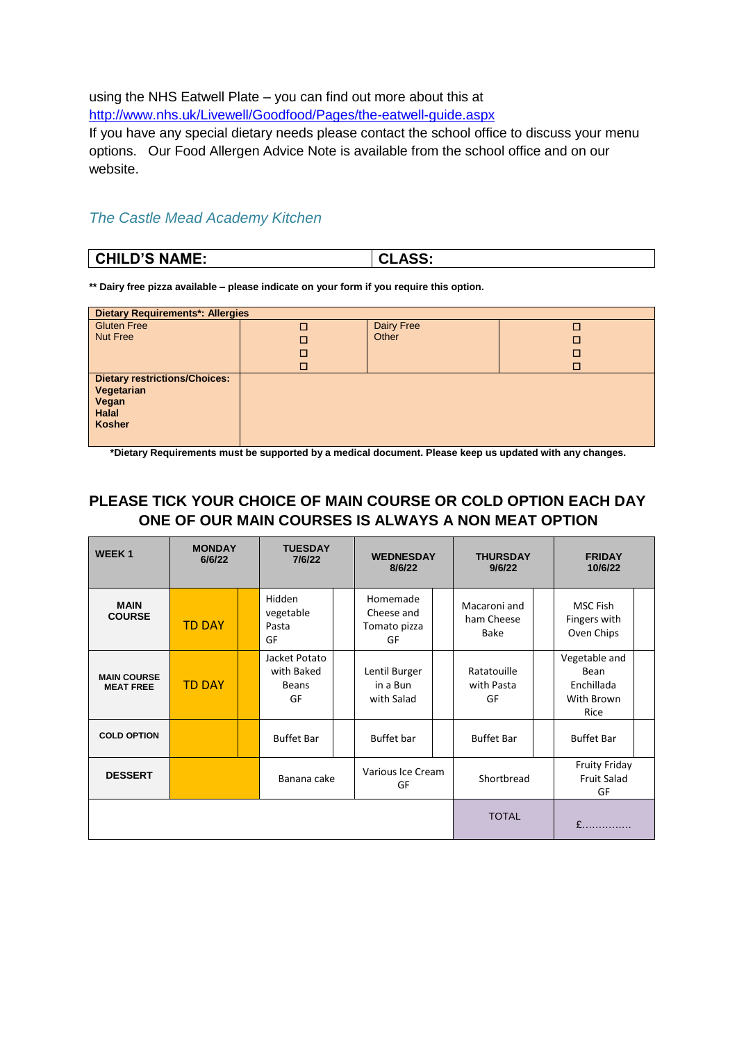using the NHS Eatwell Plate – you can find out more about this at http://www.nhs.uk/Livewell/Goodfood/Pages/the-eatwell-guide.aspx

If you have any special dietary needs please contact the school office to discuss your menu options. Our Food Allergen Advice Note is available from the school office and on our website.

*The Castle Mead Academy Kitchen*

| CHILD'S NAME: | CLASS: |
|---|---|

**** Dairy free pizza available – please indicate on your form if you require this option.**

| Dietary Requirements*: Allergies | | | |
|---|---|---|---|
| Gluten Free<br>Nut Free | ☐<br>☐<br>☐<br>☐ | Dairy Free<br>Other | ☐<br>☐<br>☐<br>☐ |
| **Dietary restrictions/Choices:**<br>**Vegetarian**<br>**Vegan**<br>**Halal**<br>**Kosher** | | | |

***Dietary Requirements must be supported by a medical document. Please keep us updated with any changes.**

## PLEASE TICK YOUR CHOICE OF MAIN COURSE OR COLD OPTION EACH DAY ONE OF OUR MAIN COURSES IS ALWAYS A NON MEAT OPTION

| WEEK 1 | MONDAY 6/6/22 | | TUESDAY 7/6/22 | | WEDNESDAY 8/6/22 | | THURSDAY 9/6/22 | | FRIDAY 10/6/22 | |
|---|---|---|---|---|---|---|---|---|---|---|
| MAIN COURSE | TD DAY | | Hidden vegetable Pasta GF | | Homemade Cheese and Tomato pizza GF | | Macaroni and ham Cheese Bake | | MSC Fish Fingers with Oven Chips | |
| MAIN COURSE MEAT FREE | TD DAY | | Jacket Potato with Baked Beans GF | | Lentil Burger in a Bun with Salad | | Ratatouille with Pasta GF | | Vegetable and Bean Enchillada With Brown Rice | |
| COLD OPTION | | | Buffet Bar | | Buffet bar | | Buffet Bar | | Buffet Bar | |
| DESSERT | | | Banana cake | | Various Ice Cream GF | | Shortbread | | Fruity Friday Fruit Salad GF | |
| | | | | | | | TOTAL | | £............... | |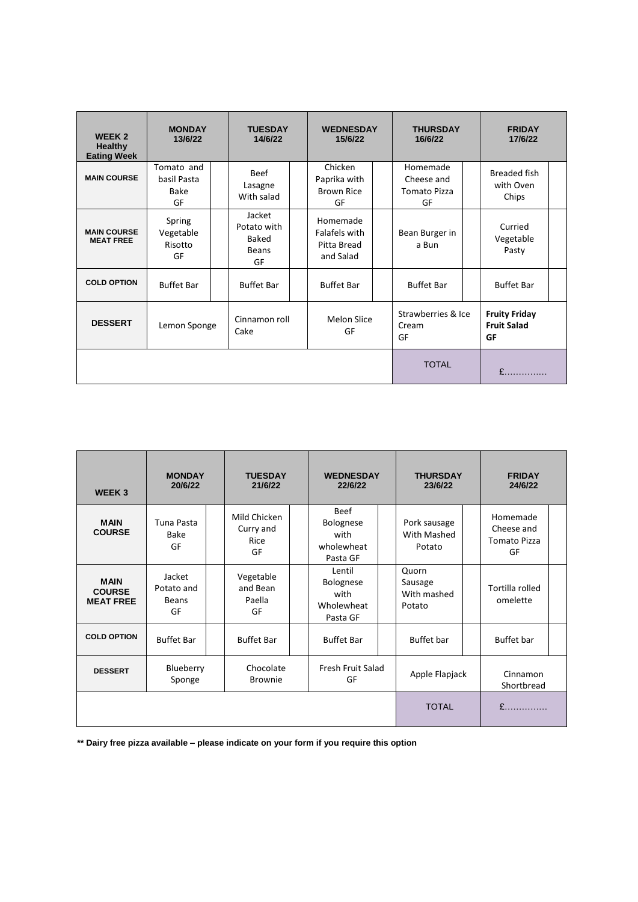| WEEK 2 Healthy Eating Week | MONDAY 13/6/22 | | TUESDAY 14/6/22 | | WEDNESDAY 15/6/22 | | THURSDAY 16/6/22 | | FRIDAY 17/6/22 | |
|---|---|---|---|---|---|---|---|---|---|---|
| MAIN COURSE | Tomato and basil Pasta Bake GF | | Beef Lasagne With salad | | Chicken Paprika with Brown Rice GF | | Homemade Cheese and Tomato Pizza GF | | Breaded fish with Oven Chips | |
| MAIN COURSE MEAT FREE | Spring Vegetable Risotto GF | | Jacket Potato with Baked Beans GF | | Homemade Falafels with Pitta Bread and Salad | | Bean Burger in a Bun | | Curried Vegetable Pasty | |
| COLD OPTION | Buffet Bar | | Buffet Bar | | Buffet Bar | | Buffet Bar | | Buffet Bar | |
| DESSERT | Lemon Sponge | | Cinnamon roll Cake | | Melon Slice GF | | Strawberries & Ice Cream GF | | **Fruity Friday Fruit Salad GF** | |
| | | | | | | | TOTAL | | £.............. | |

| WEEK 3 | MONDAY 20/6/22 | | TUESDAY 21/6/22 | | WEDNESDAY 22/6/22 | | THURSDAY 23/6/22 | | FRIDAY 24/6/22 | |
|---|---|---|---|---|---|---|---|---|---|---|
| MAIN COURSE | Tuna Pasta Bake GF | | Mild Chicken Curry and Rice GF | | Beef Bolognese with wholewheat Pasta GF | | Pork sausage With Mashed Potato | | Homemade Cheese and Tomato Pizza GF | |
| MAIN COURSE MEAT FREE | Jacket Potato and Beans GF | | Vegetable and Bean Paella GF | | Lentil Bolognese with Wholewheat Pasta GF | | Quorn Sausage With mashed Potato | | Tortilla rolled omelette | |
| COLD OPTION | Buffet Bar | | Buffet Bar | | Buffet Bar | | Buffet bar | | Buffet bar | |
| DESSERT | Blueberry Sponge | | Chocolate Brownie | | Fresh Fruit Salad GF | | Apple Flapjack | | Cinnamon Shortbread | |
| | | | | | | | TOTAL | | £.............. | |

**** Dairy free pizza available – please indicate on your form if you require this option**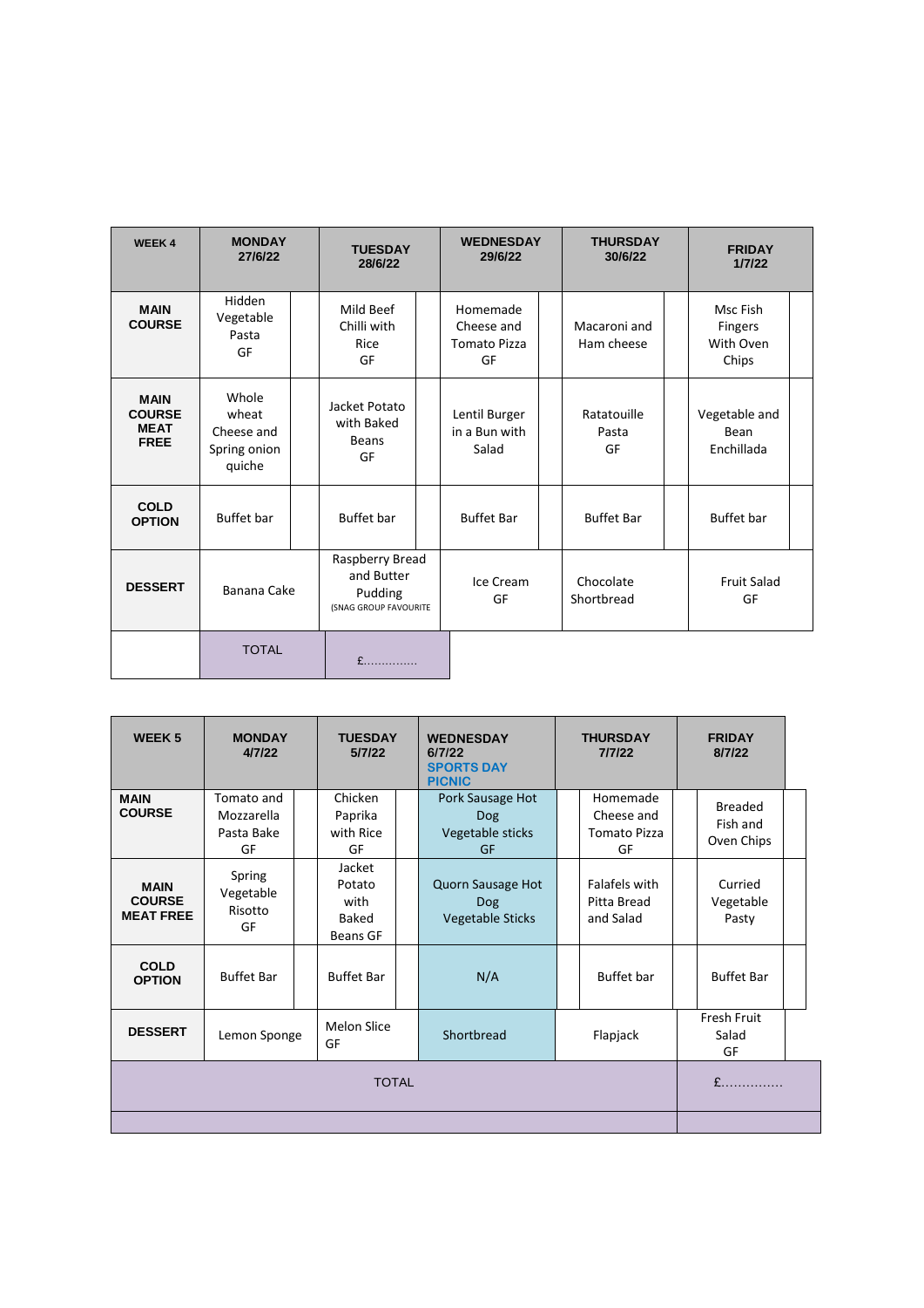| WEEK 4 | MONDAY 27/6/22 | TUESDAY 28/6/22 | WEDNESDAY 29/6/22 | THURSDAY 30/6/22 | FRIDAY 1/7/22 |
|---|---|---|---|---|---|
| **MAIN COURSE** | Hidden Vegetable Pasta GF | Mild Beef Chilli with Rice GF | Homemade Cheese and Tomato Pizza GF | Macaroni and Ham cheese | Msc Fish Fingers With Oven Chips |
| **MAIN COURSE MEAT FREE** | Whole wheat Cheese and Spring onion quiche | Jacket Potato with Baked Beans GF | Lentil Burger in a Bun with Salad | Ratatouille Pasta GF | Vegetable and Bean Enchillada |
| **COLD OPTION** | Buffet bar | Buffet bar | Buffet Bar | Buffet Bar | Buffet bar |
| **DESSERT** | Banana Cake | Raspberry Bread and Butter Pudding (SNAG GROUP FAVOURITE | Ice Cream GF | Chocolate Shortbread | Fruit Salad GF |
| | TOTAL | £.............. | | | |

| WEEK 5 | MONDAY 4/7/22 | TUESDAY 5/7/22 | WEDNESDAY 6/7/22 SPORTS DAY PICNIC | THURSDAY 7/7/22 | FRIDAY 8/7/22 |
|---|---|---|---|---|---|
| **MAIN COURSE** | Tomato and Mozzarella Pasta Bake GF | Chicken Paprika with Rice GF | Pork Sausage Hot Dog Vegetable sticks GF | Homemade Cheese and Tomato Pizza GF | Breaded Fish and Oven Chips |
| **MAIN COURSE MEAT FREE** | Spring Vegetable Risotto GF | Jacket Potato with Baked Beans GF | Quorn Sausage Hot Dog Vegetable Sticks | Falafels with Pitta Bread and Salad | Curried Vegetable Pasty |
| **COLD OPTION** | Buffet Bar | Buffet Bar | N/A | Buffet bar | Buffet Bar |
| **DESSERT** | Lemon Sponge | Melon Slice GF | Shortbread | Flapjack | Fresh Fruit Salad GF |
| TOTAL | | | | | £............... |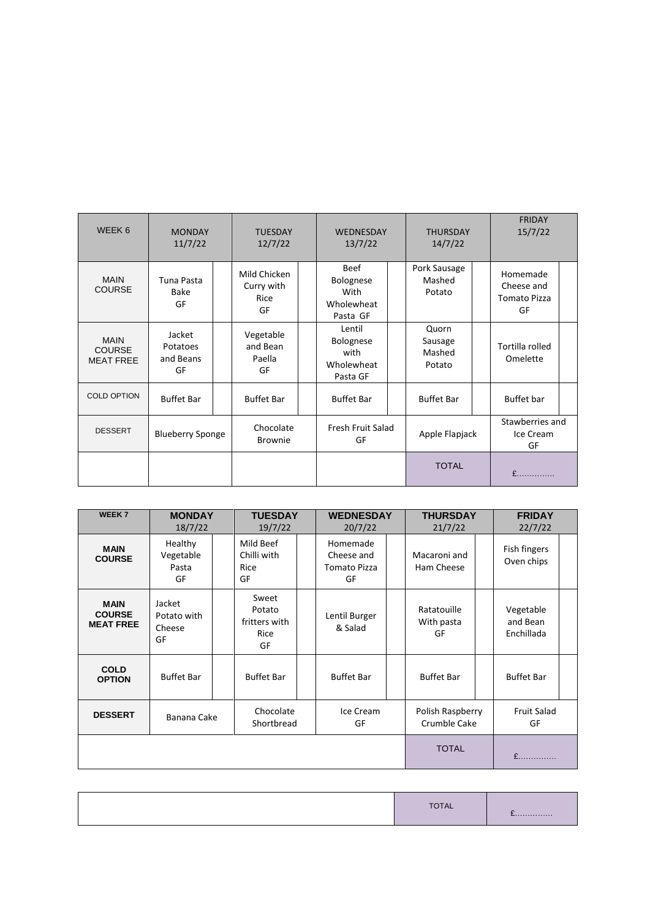| WEEK 6 | MONDAY 11/7/22 | | TUESDAY 12/7/22 | | WEDNESDAY 13/7/22 | | THURSDAY 14/7/22 | | FRIDAY 15/7/22 | |
|---|---|---|---|---|---|---|---|---|---|---|
| MAIN COURSE | Tuna Pasta Bake GF | | Mild Chicken Curry with Rice GF | | Beef Bolognese With Wholewheat Pasta GF | | Pork Sausage Mashed Potato | | Homemade Cheese and Tomato Pizza GF | |
| MAIN COURSE MEAT FREE | Jacket Potatoes and Beans GF | | Vegetable and Bean Paella GF | | Lentil Bolognese with Wholewheat Pasta GF | | Quorn Sausage Mashed Potato | | Tortilla rolled Omelette | |
| COLD OPTION | Buffet Bar | | Buffet Bar | | Buffet Bar | | Buffet Bar | | Buffet bar | |
| DESSERT | Blueberry Sponge | | Chocolate Brownie | | Fresh Fruit Salad GF | | Apple Flapjack | | Stawberries and Ice Cream GF | |
| | | | | | | | TOTAL | | £.............. | |

| WEEK 7 | MONDAY 18/7/22 | | TUESDAY 19/7/22 | | WEDNESDAY 20/7/22 | | THURSDAY 21/7/22 | | FRIDAY 22/7/22 | |
|---|---|---|---|---|---|---|---|---|---|---|
| MAIN COURSE | Healthy Vegetable Pasta GF | | Mild Beef Chilli with Rice GF | | Homemade Cheese and Tomato Pizza GF | | Macaroni and Ham Cheese | | Fish fingers Oven chips | |
| MAIN COURSE MEAT FREE | Jacket Potato with Cheese GF | | Sweet Potato fritters with Rice GF | | Lentil Burger & Salad | | Ratatouille With pasta GF | | Vegetable and Bean Enchillada | |
| COLD OPTION | Buffet Bar | | Buffet Bar | | Buffet Bar | | Buffet Bar | | Buffet Bar | |
| DESSERT | Banana Cake | | Chocolate Shortbread | | Ice Cream GF | | Polish Raspberry Crumble Cake | | Fruit Salad GF | |
| | | | | | | | TOTAL | | £.............. | |

| | TOTAL | £.............. |
|---|---|---|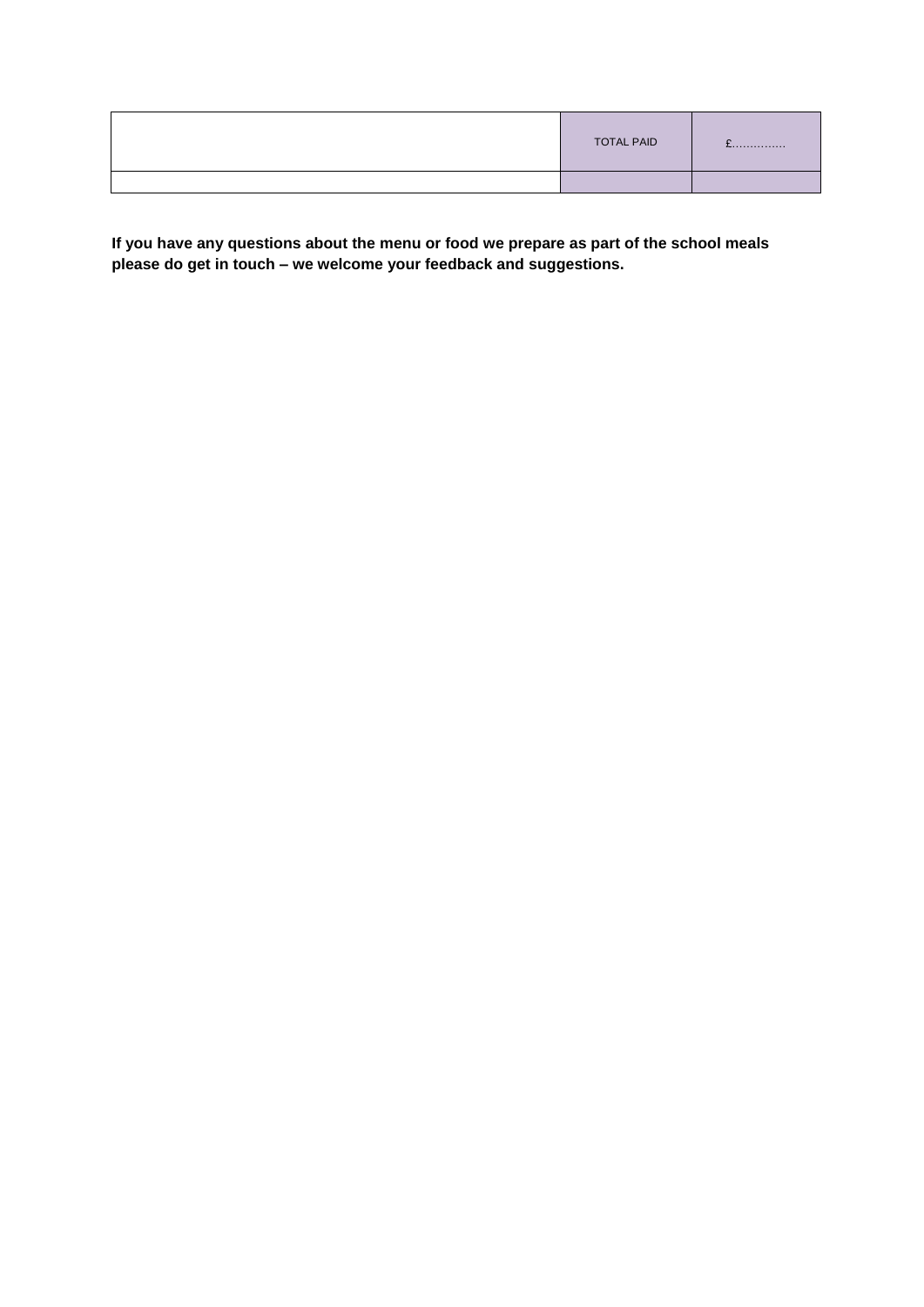| | | |
|---|---|---|
| | TOTAL PAID | £…………… |
| | | |

**If you have any questions about the menu or food we prepare as part of the school meals please do get in touch – we welcome your feedback and suggestions.**